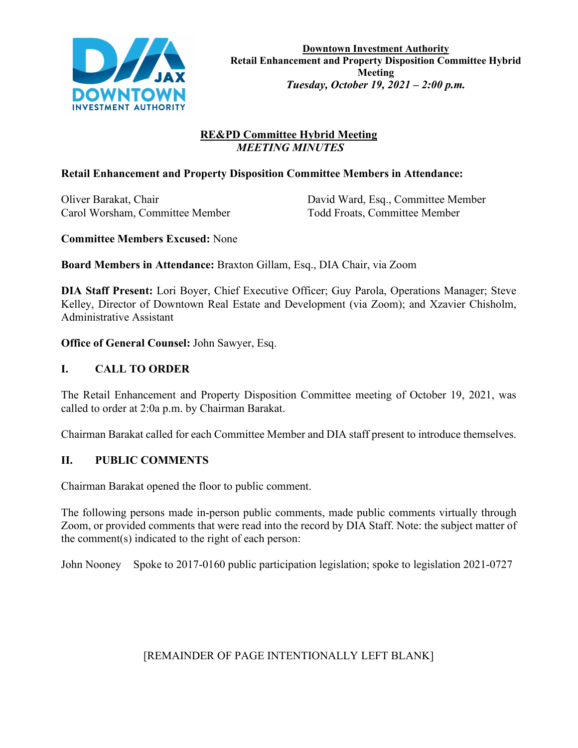**Downtown Investment Authority**
**Retail Enhancement and Property Disposition Committee Hybrid Meeting**
***Tuesday, October 19, 2021 – 2:00 p.m.***

## RE&PD Committee Hybrid Meeting
***MEETING MINUTES***

**Retail Enhancement and Property Disposition Committee Members in Attendance:**

Oliver Barakat, Chair
Carol Worsham, Committee Member
David Ward, Esq., Committee Member
Todd Froats, Committee Member

**Committee Members Excused:** None

**Board Members in Attendance:** Braxton Gillam, Esq., DIA Chair, via Zoom

**DIA Staff Present:** Lori Boyer, Chief Executive Officer; Guy Parola, Operations Manager; Steve Kelley, Director of Downtown Real Estate and Development (via Zoom); and Xzavier Chisholm, Administrative Assistant

**Office of General Counsel:** John Sawyer, Esq.

## I. CALL TO ORDER

The Retail Enhancement and Property Disposition Committee meeting of October 19, 2021, was called to order at 2:0a p.m. by Chairman Barakat.

Chairman Barakat called for each Committee Member and DIA staff present to introduce themselves.

## II. PUBLIC COMMENTS

Chairman Barakat opened the floor to public comment.

The following persons made in-person public comments, made public comments virtually through Zoom, or provided comments that were read into the record by DIA Staff. Note: the subject matter of the comment(s) indicated to the right of each person:

John Nooney Spoke to 2017-0160 public participation legislation; spoke to legislation 2021-0727

[REMAINDER OF PAGE INTENTIONALLY LEFT BLANK]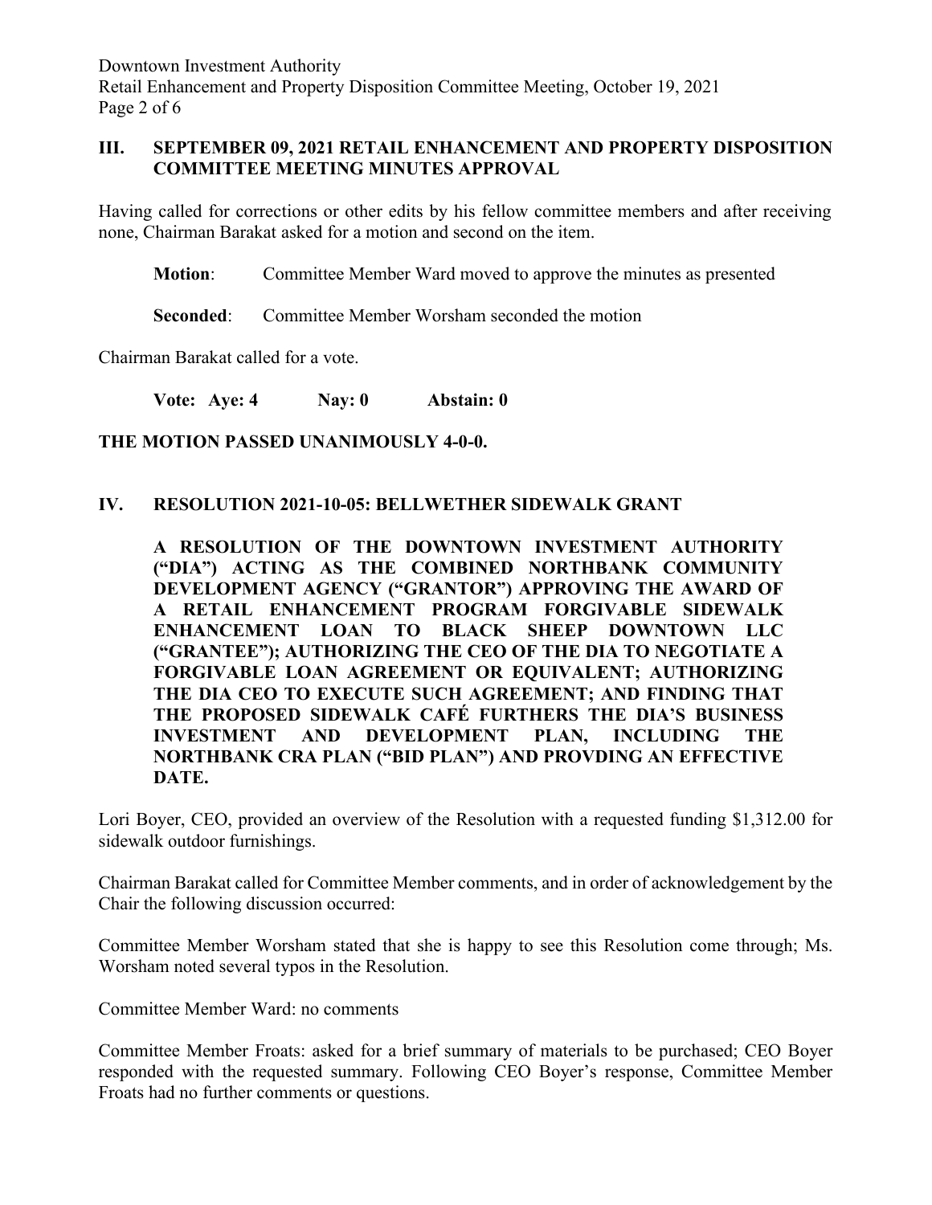## III. SEPTEMBER 09, 2021 RETAIL ENHANCEMENT AND PROPERTY DISPOSITION COMMITTEE MEETING MINUTES APPROVAL

Having called for corrections or other edits by his fellow committee members and after receiving none, Chairman Barakat asked for a motion and second on the item.

**Motion**: Committee Member Ward moved to approve the minutes as presented

**Seconded**: Committee Member Worsham seconded the motion

Chairman Barakat called for a vote.

**Vote: Aye: 4 Nay: 0 Abstain: 0**

**THE MOTION PASSED UNANIMOUSLY 4-0-0.**

## IV. RESOLUTION 2021-10-05: BELLWETHER SIDEWALK GRANT

**A RESOLUTION OF THE DOWNTOWN INVESTMENT AUTHORITY ("DIA") ACTING AS THE COMBINED NORTHBANK COMMUNITY DEVELOPMENT AGENCY ("GRANTOR") APPROVING THE AWARD OF A RETAIL ENHANCEMENT PROGRAM FORGIVABLE SIDEWALK ENHANCEMENT LOAN TO BLACK SHEEP DOWNTOWN LLC ("GRANTEE"); AUTHORIZING THE CEO OF THE DIA TO NEGOTIATE A FORGIVABLE LOAN AGREEMENT OR EQUIVALENT; AUTHORIZING THE DIA CEO TO EXECUTE SUCH AGREEMENT; AND FINDING THAT THE PROPOSED SIDEWALK CAFÉ FURTHERS THE DIA'S BUSINESS INVESTMENT AND DEVELOPMENT PLAN, INCLUDING THE NORTHBANK CRA PLAN ("BID PLAN") AND PROVDING AN EFFECTIVE DATE.**

Lori Boyer, CEO, provided an overview of the Resolution with a requested funding $1,312.00 for sidewalk outdoor furnishings.

Chairman Barakat called for Committee Member comments, and in order of acknowledgement by the Chair the following discussion occurred:

Committee Member Worsham stated that she is happy to see this Resolution come through; Ms. Worsham noted several typos in the Resolution.

Committee Member Ward: no comments

Committee Member Froats: asked for a brief summary of materials to be purchased; CEO Boyer responded with the requested summary. Following CEO Boyer's response, Committee Member Froats had no further comments or questions.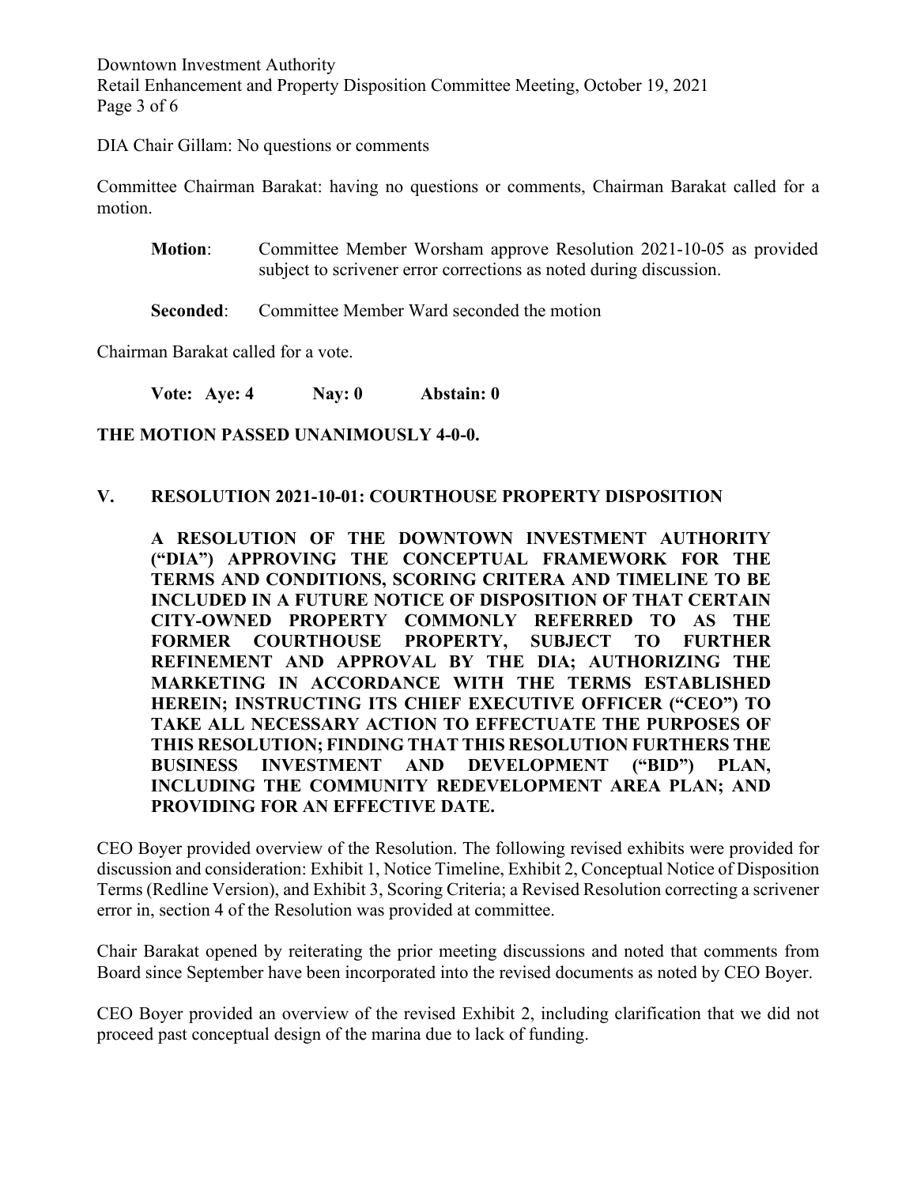DIA Chair Gillam: No questions or comments

Committee Chairman Barakat: having no questions or comments, Chairman Barakat called for a motion.

> **Motion**: Committee Member Worsham approve Resolution 2021-10-05 as provided subject to scrivener error corrections as noted during discussion.
>
> **Seconded**: Committee Member Ward seconded the motion

Chairman Barakat called for a vote.

> **Vote: Aye: 4 Nay: 0 Abstain: 0**

**THE MOTION PASSED UNANIMOUSLY 4-0-0.**

## V. RESOLUTION 2021-10-01: COURTHOUSE PROPERTY DISPOSITION

**A RESOLUTION OF THE DOWNTOWN INVESTMENT AUTHORITY ("DIA") APPROVING THE CONCEPTUAL FRAMEWORK FOR THE TERMS AND CONDITIONS, SCORING CRITERA AND TIMELINE TO BE INCLUDED IN A FUTURE NOTICE OF DISPOSITION OF THAT CERTAIN CITY-OWNED PROPERTY COMMONLY REFERRED TO AS THE FORMER COURTHOUSE PROPERTY, SUBJECT TO FURTHER REFINEMENT AND APPROVAL BY THE DIA; AUTHORIZING THE MARKETING IN ACCORDANCE WITH THE TERMS ESTABLISHED HEREIN; INSTRUCTING ITS CHIEF EXECUTIVE OFFICER ("CEO") TO TAKE ALL NECESSARY ACTION TO EFFECTUATE THE PURPOSES OF THIS RESOLUTION; FINDING THAT THIS RESOLUTION FURTHERS THE BUSINESS INVESTMENT AND DEVELOPMENT ("BID") PLAN, INCLUDING THE COMMUNITY REDEVELOPMENT AREA PLAN; AND PROVIDING FOR AN EFFECTIVE DATE.**

CEO Boyer provided overview of the Resolution. The following revised exhibits were provided for discussion and consideration: Exhibit 1, Notice Timeline, Exhibit 2, Conceptual Notice of Disposition Terms (Redline Version), and Exhibit 3, Scoring Criteria; a Revised Resolution correcting a scrivener error in, section 4 of the Resolution was provided at committee.

Chair Barakat opened by reiterating the prior meeting discussions and noted that comments from Board since September have been incorporated into the revised documents as noted by CEO Boyer.

CEO Boyer provided an overview of the revised Exhibit 2, including clarification that we did not proceed past conceptual design of the marina due to lack of funding.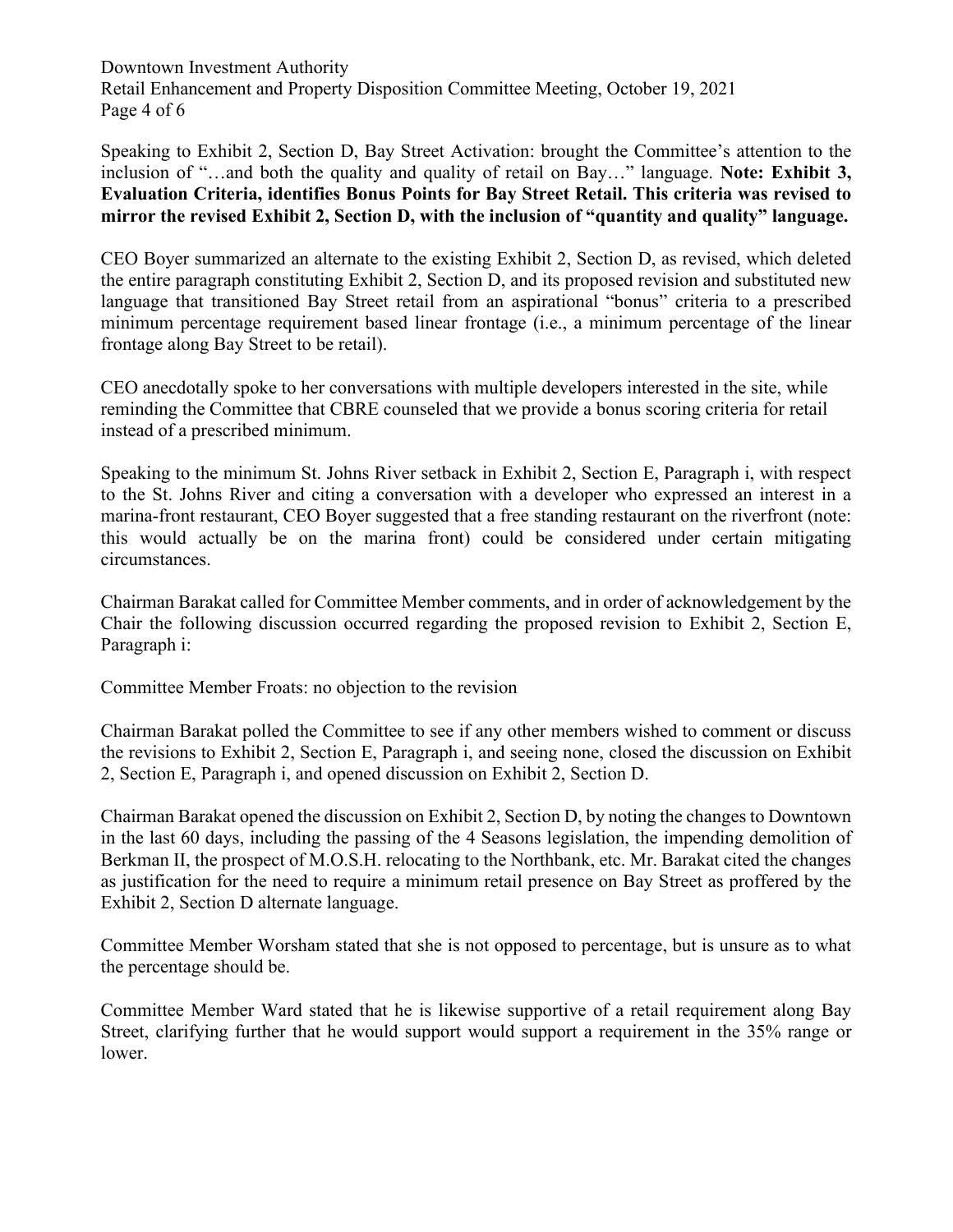Speaking to Exhibit 2, Section D, Bay Street Activation: brought the Committee's attention to the inclusion of "…and both the quality and quality of retail on Bay…" language. **Note: Exhibit 3, Evaluation Criteria, identifies Bonus Points for Bay Street Retail. This criteria was revised to mirror the revised Exhibit 2, Section D, with the inclusion of "quantity and quality" language.**

CEO Boyer summarized an alternate to the existing Exhibit 2, Section D, as revised, which deleted the entire paragraph constituting Exhibit 2, Section D, and its proposed revision and substituted new language that transitioned Bay Street retail from an aspirational "bonus" criteria to a prescribed minimum percentage requirement based linear frontage (i.e., a minimum percentage of the linear frontage along Bay Street to be retail).

CEO anecdotally spoke to her conversations with multiple developers interested in the site, while reminding the Committee that CBRE counseled that we provide a bonus scoring criteria for retail instead of a prescribed minimum.

Speaking to the minimum St. Johns River setback in Exhibit 2, Section E, Paragraph i, with respect to the St. Johns River and citing a conversation with a developer who expressed an interest in a marina-front restaurant, CEO Boyer suggested that a free standing restaurant on the riverfront (note: this would actually be on the marina front) could be considered under certain mitigating circumstances.

Chairman Barakat called for Committee Member comments, and in order of acknowledgement by the Chair the following discussion occurred regarding the proposed revision to Exhibit 2, Section E, Paragraph i:

Committee Member Froats: no objection to the revision

Chairman Barakat polled the Committee to see if any other members wished to comment or discuss the revisions to Exhibit 2, Section E, Paragraph i, and seeing none, closed the discussion on Exhibit 2, Section E, Paragraph i, and opened discussion on Exhibit 2, Section D.

Chairman Barakat opened the discussion on Exhibit 2, Section D, by noting the changes to Downtown in the last 60 days, including the passing of the 4 Seasons legislation, the impending demolition of Berkman II, the prospect of M.O.S.H. relocating to the Northbank, etc. Mr. Barakat cited the changes as justification for the need to require a minimum retail presence on Bay Street as proffered by the Exhibit 2, Section D alternate language.

Committee Member Worsham stated that she is not opposed to percentage, but is unsure as to what the percentage should be.

Committee Member Ward stated that he is likewise supportive of a retail requirement along Bay Street, clarifying further that he would support would support a requirement in the 35% range or lower.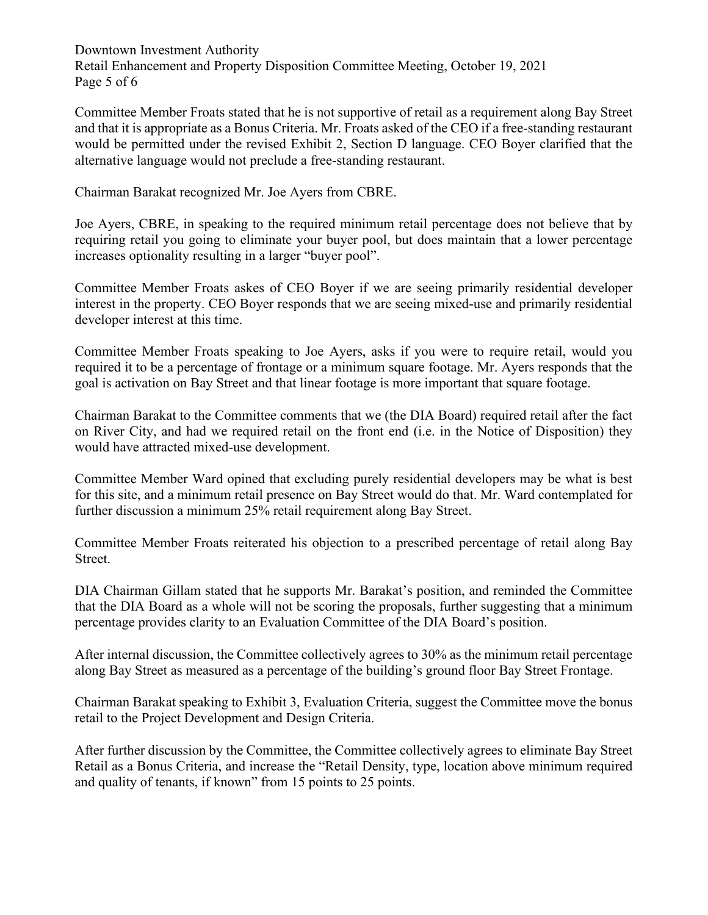Committee Member Froats stated that he is not supportive of retail as a requirement along Bay Street and that it is appropriate as a Bonus Criteria. Mr. Froats asked of the CEO if a free-standing restaurant would be permitted under the revised Exhibit 2, Section D language. CEO Boyer clarified that the alternative language would not preclude a free-standing restaurant.

Chairman Barakat recognized Mr. Joe Ayers from CBRE.

Joe Ayers, CBRE, in speaking to the required minimum retail percentage does not believe that by requiring retail you going to eliminate your buyer pool, but does maintain that a lower percentage increases optionality resulting in a larger "buyer pool".

Committee Member Froats askes of CEO Boyer if we are seeing primarily residential developer interest in the property. CEO Boyer responds that we are seeing mixed-use and primarily residential developer interest at this time.

Committee Member Froats speaking to Joe Ayers, asks if you were to require retail, would you required it to be a percentage of frontage or a minimum square footage. Mr. Ayers responds that the goal is activation on Bay Street and that linear footage is more important that square footage.

Chairman Barakat to the Committee comments that we (the DIA Board) required retail after the fact on River City, and had we required retail on the front end (i.e. in the Notice of Disposition) they would have attracted mixed-use development.

Committee Member Ward opined that excluding purely residential developers may be what is best for this site, and a minimum retail presence on Bay Street would do that. Mr. Ward contemplated for further discussion a minimum 25% retail requirement along Bay Street.

Committee Member Froats reiterated his objection to a prescribed percentage of retail along Bay Street.

DIA Chairman Gillam stated that he supports Mr. Barakat's position, and reminded the Committee that the DIA Board as a whole will not be scoring the proposals, further suggesting that a minimum percentage provides clarity to an Evaluation Committee of the DIA Board's position.

After internal discussion, the Committee collectively agrees to 30% as the minimum retail percentage along Bay Street as measured as a percentage of the building's ground floor Bay Street Frontage.

Chairman Barakat speaking to Exhibit 3, Evaluation Criteria, suggest the Committee move the bonus retail to the Project Development and Design Criteria.

After further discussion by the Committee, the Committee collectively agrees to eliminate Bay Street Retail as a Bonus Criteria, and increase the "Retail Density, type, location above minimum required and quality of tenants, if known" from 15 points to 25 points.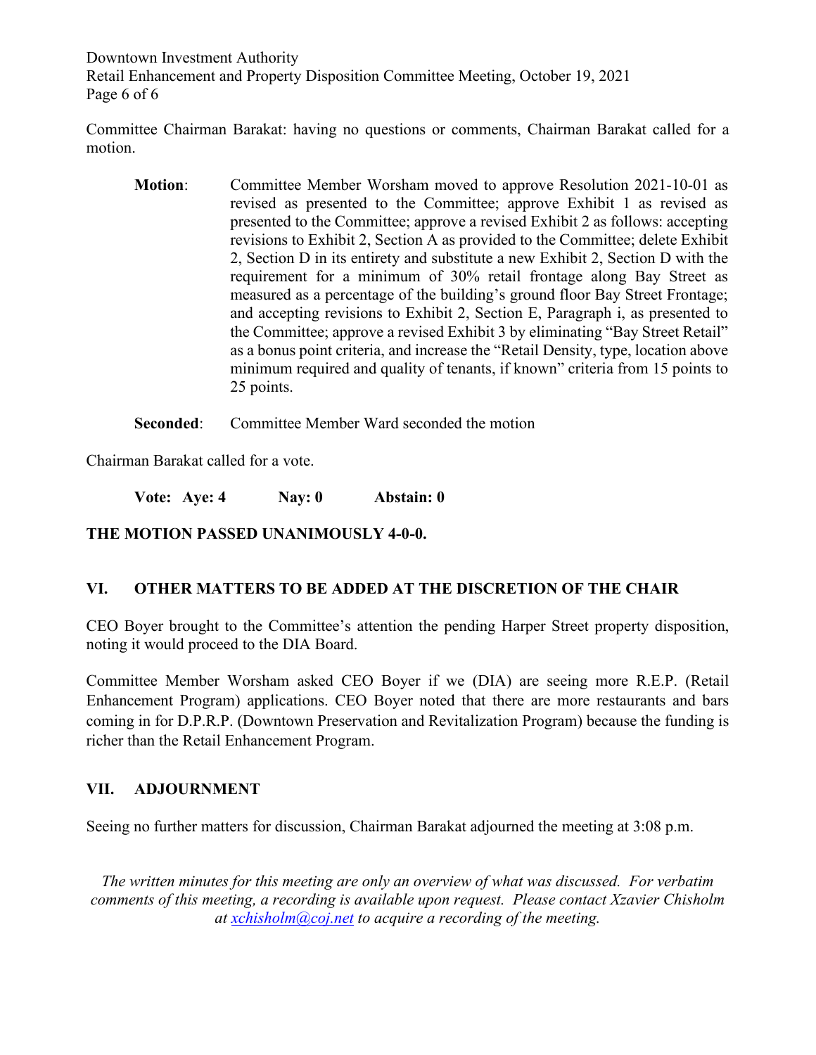Committee Chairman Barakat: having no questions or comments, Chairman Barakat called for a motion.

**Motion**: Committee Member Worsham moved to approve Resolution 2021-10-01 as revised as presented to the Committee; approve Exhibit 1 as revised as presented to the Committee; approve a revised Exhibit 2 as follows: accepting revisions to Exhibit 2, Section A as provided to the Committee; delete Exhibit 2, Section D in its entirety and substitute a new Exhibit 2, Section D with the requirement for a minimum of 30% retail frontage along Bay Street as measured as a percentage of the building's ground floor Bay Street Frontage; and accepting revisions to Exhibit 2, Section E, Paragraph i, as presented to the Committee; approve a revised Exhibit 3 by eliminating "Bay Street Retail" as a bonus point criteria, and increase the "Retail Density, type, location above minimum required and quality of tenants, if known" criteria from 15 points to 25 points.

**Seconded**: Committee Member Ward seconded the motion

Chairman Barakat called for a vote.

**Vote: Aye: 4 Nay: 0 Abstain: 0**

**THE MOTION PASSED UNANIMOUSLY 4-0-0.**

## VI. OTHER MATTERS TO BE ADDED AT THE DISCRETION OF THE CHAIR

CEO Boyer brought to the Committee's attention the pending Harper Street property disposition, noting it would proceed to the DIA Board.

Committee Member Worsham asked CEO Boyer if we (DIA) are seeing more R.E.P. (Retail Enhancement Program) applications. CEO Boyer noted that there are more restaurants and bars coming in for D.P.R.P. (Downtown Preservation and Revitalization Program) because the funding is richer than the Retail Enhancement Program.

## VII. ADJOURNMENT

Seeing no further matters for discussion, Chairman Barakat adjourned the meeting at 3:08 p.m.

*The written minutes for this meeting are only an overview of what was discussed. For verbatim comments of this meeting, a recording is available upon request. Please contact Xzavier Chisholm at xchisholm@coj.net to acquire a recording of the meeting.*